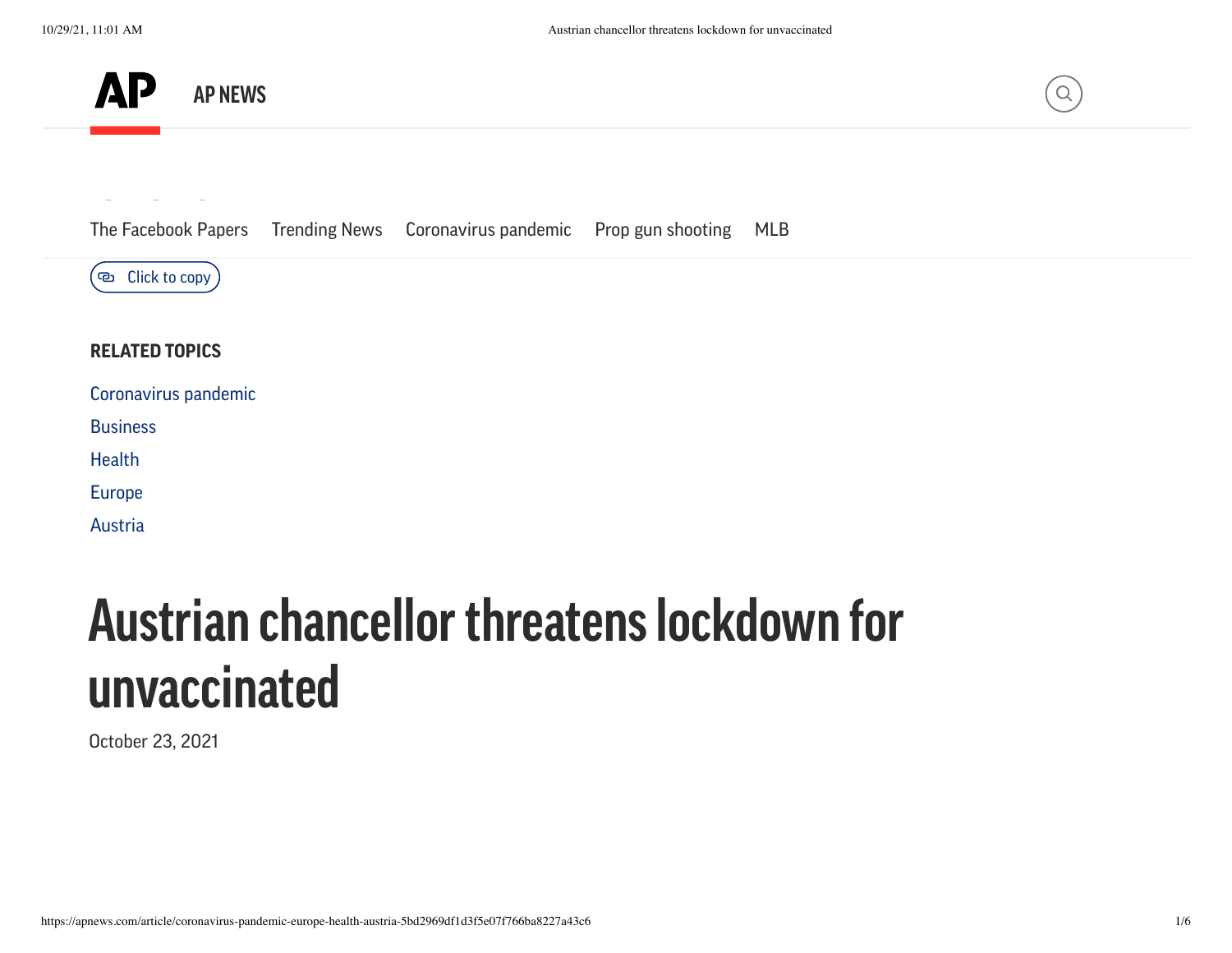AP NEWS

The Facebook Papers   Trending News   Coronavirus pandemic   Prop gun shooting   MLB

Click to copy

**RELATED TOPICS**

Coronavirus pandemic

Business

Health

Europe

Austria

# Austrian chancellor threatens lockdown for unvaccinated

October 23, 2021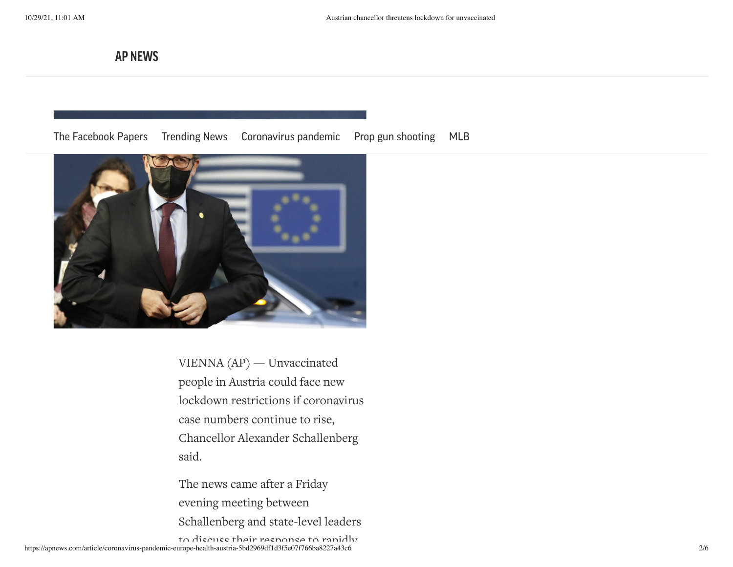**AP NEWS**

The Facebook Papers Trending News Coronavirus pandemic Prop gun shooting MLB

VIENNA (AP) — Unvaccinated people in Austria could face new lockdown restrictions if coronavirus case numbers continue to rise, Chancellor Alexander Schallenberg said.

The news came after a Friday evening meeting between Schallenberg and state-level leaders to discuss their response to rapidly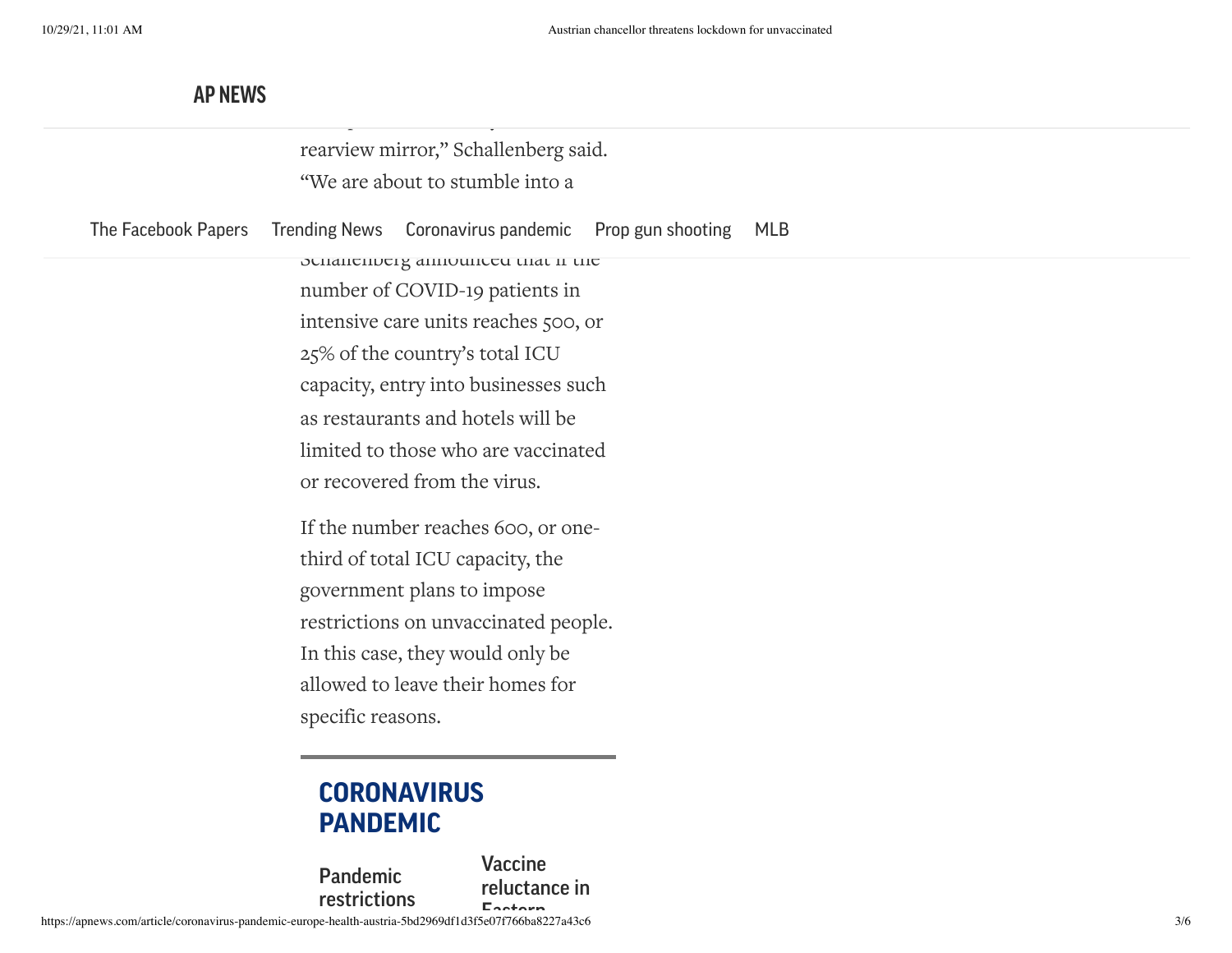rearview mirror," Schallenberg said. "We are about to stump into a

Schallenberg announced that if the number of COVID-19 patients in intensive care units reaches 500, or 25% of the country's total ICU capacity, entry into businesses such as restaurants and hotels will be limited to those who are vaccinated or recovered from the virus.

If the number reaches 600, or one-third of total ICU capacity, the government plans to impose restrictions on unvaccinated people. In this case, they would only be allowed to leave their homes for specific reasons.

## CORONAVIRUS PANDEMIC

Pandemic restrictions

Vaccine reluctance in Eastern